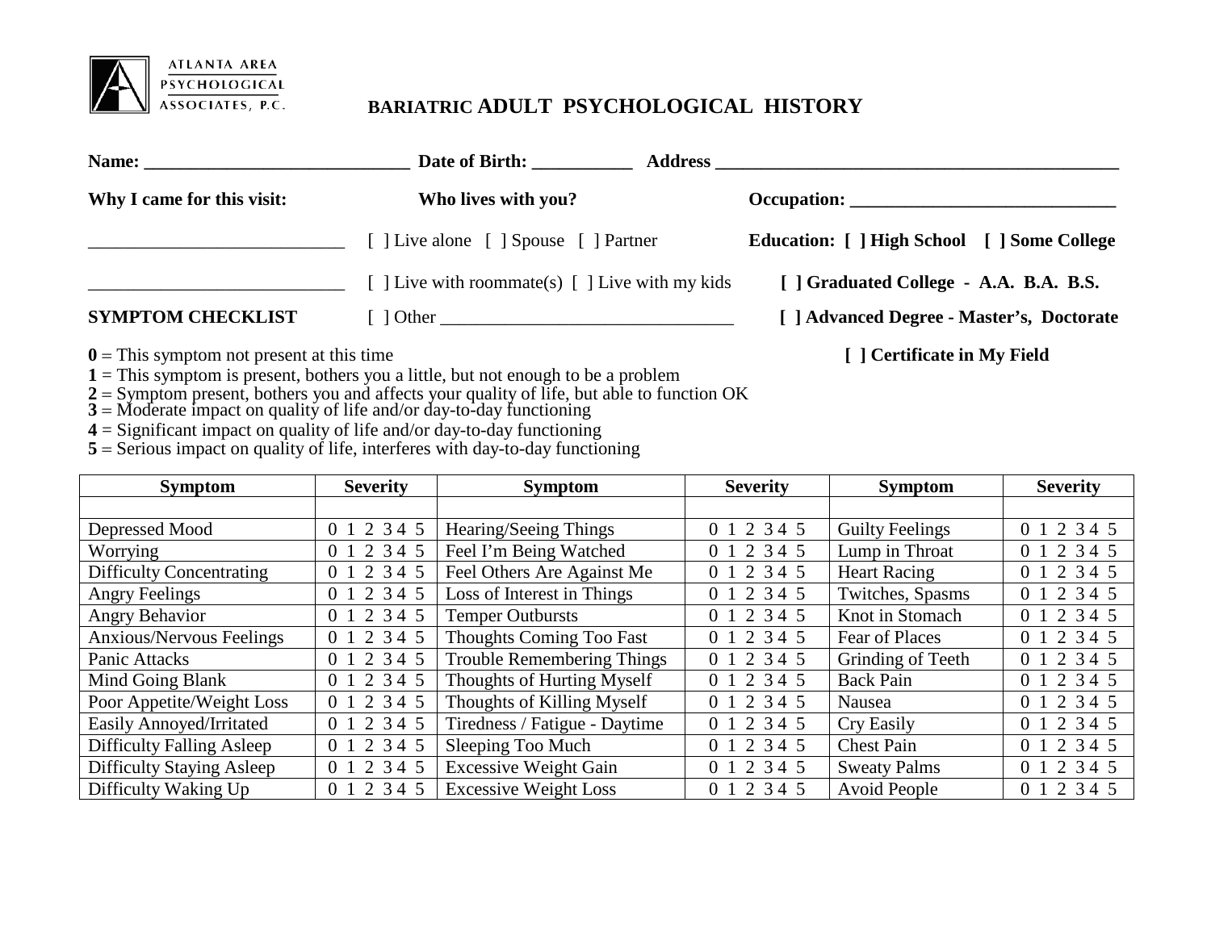ATLANTA AREA PSYCHOLOGICAL ASSOCIATES, P.C.

# BARIATRIC ADULT PSYCHOLOGICAL HISTORY

**Name:** ____________________________ **Date of Birth:** __________ **Address** ____________________________________________

**Why I came for this visit:**

____________________________

____________________________

**Who lives with you?**

[ ] Live alone [ ] Spouse [ ] Partner

[ ] Live with roommate(s) [ ] Live with my kids

[ ] Other ________________________________

**Occupation:** ____________________________

**Education:** **[ ] High School [ ] Some College**

**[ ] Graduated College - A.A. B.A. B.S.**

**[ ] Advanced Degree - Master's, Doctorate**

**[ ] Certificate in My Field**

**SYMPTOM CHECKLIST**

**0** = This symptom not present at this time
**1** = This symptom is present, bothers you a little, but not enough to be a problem
**2** = Symptom present, bothers you and affects your quality of life, but able to function OK
**3** = Moderate impact on quality of life and/or day-to-day functioning
**4** = Significant impact on quality of life and/or day-to-day functioning
**5** = Serious impact on quality of life, interferes with day-to-day functioning

| Symptom | Severity | Symptom | Severity | Symptom | Severity |
|---|---|---|---|---|---|
| | | | | | |
| Depressed Mood | 0 1 2 3 4 5 | Hearing/Seeing Things | 0 1 2 3 4 5 | Guilty Feelings | 0 1 2 3 4 5 |
| Worrying | 0 1 2 3 4 5 | Feel I'm Being Watched | 0 1 2 3 4 5 | Lump in Throat | 0 1 2 3 4 5 |
| Difficulty Concentrating | 0 1 2 3 4 5 | Feel Others Are Against Me | 0 1 2 3 4 5 | Heart Racing | 0 1 2 3 4 5 |
| Angry Feelings | 0 1 2 3 4 5 | Loss of Interest in Things | 0 1 2 3 4 5 | Twitches, Spasms | 0 1 2 3 4 5 |
| Angry Behavior | 0 1 2 3 4 5 | Temper Outbursts | 0 1 2 3 4 5 | Knot in Stomach | 0 1 2 3 4 5 |
| Anxious/Nervous Feelings | 0 1 2 3 4 5 | Thoughts Coming Too Fast | 0 1 2 3 4 5 | Fear of Places | 0 1 2 3 4 5 |
| Panic Attacks | 0 1 2 3 4 5 | Trouble Remembering Things | 0 1 2 3 4 5 | Grinding of Teeth | 0 1 2 3 4 5 |
| Mind Going Blank | 0 1 2 3 4 5 | Thoughts of Hurting Myself | 0 1 2 3 4 5 | Back Pain | 0 1 2 3 4 5 |
| Poor Appetite/Weight Loss | 0 1 2 3 4 5 | Thoughts of Killing Myself | 0 1 2 3 4 5 | Nausea | 0 1 2 3 4 5 |
| Easily Annoyed/Irritated | 0 1 2 3 4 5 | Tiredness / Fatigue - Daytime | 0 1 2 3 4 5 | Cry Easily | 0 1 2 3 4 5 |
| Difficulty Falling Asleep | 0 1 2 3 4 5 | Sleeping Too Much | 0 1 2 3 4 5 | Chest Pain | 0 1 2 3 4 5 |
| Difficulty Staying Asleep | 0 1 2 3 4 5 | Excessive Weight Gain | 0 1 2 3 4 5 | Sweaty Palms | 0 1 2 3 4 5 |
| Difficulty Waking Up | 0 1 2 3 4 5 | Excessive Weight Loss | 0 1 2 3 4 5 | Avoid People | 0 1 2 3 4 5 |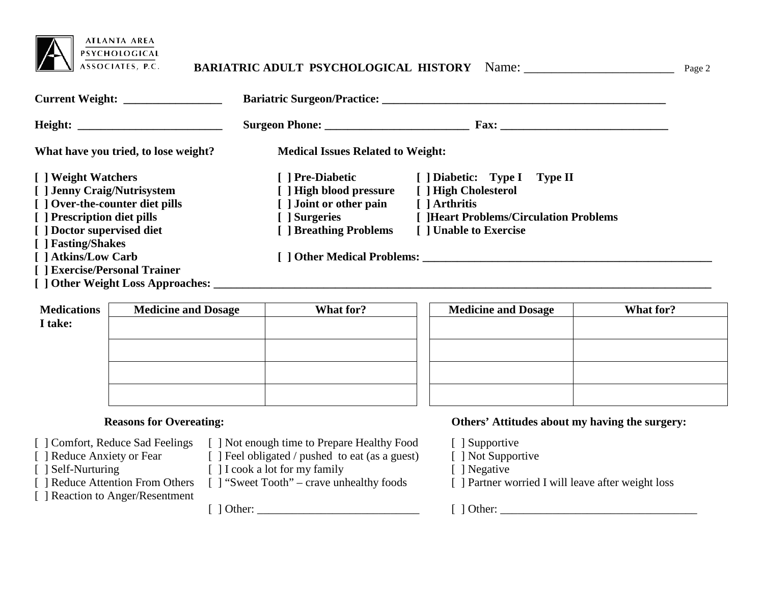**BARIATRIC ADULT PSYCHOLOGICAL HISTORY** Name: ________________________

**Current Weight:** ________________ **Bariatric Surgeon/Practice:** _______________________________________________

**Height:** _________________________ **Surgeon Phone:** _________________________ **Fax:** _____________________________

**What have you tried, to lose weight?**

- **[ ] Weight Watchers**
- **[ ] Jenny Craig/Nutrisystem**
- **[ ] Over-the-counter diet pills**
- **[ ] Prescription diet pills**
- **[ ] Doctor supervised diet**
- **[ ] Fasting/Shakes**
- **[ ] Atkins/Low Carb**
- **[ ] Exercise/Personal Trainer**
- **[ ] Other Weight Loss Approaches:** _______________________________________________________________________________

**Medical Issues Related to Weight:**

- **[ ] Pre-Diabetic**
- **[ ] Diabetic: Type I Type II**
- **[ ] High blood pressure**
- **[ ] High Cholesterol**
- **[ ] Joint or other pain**
- **[ ] Arthritis**
- **[ ] Surgeries**
- **[ ]Heart Problems/Circulation Problems**
- **[ ] Breathing Problems**
- **[ ] Unable to Exercise**
- **[ ] Other Medical Problems:** _______________________________________________

**Medications I take:**

| Medicine and Dosage | What for? | Medicine and Dosage | What for? |
|---|---|---|---|
| | | | |
| | | | |
| | | | |
| | | | |

**Reasons for Overeating:**

- [ ] Comfort, Reduce Sad Feelings
- [ ] Reduce Anxiety or Fear
- [ ] Self-Nurturing
- [ ] Reduce Attention From Others
- [ ] Reaction to Anger/Resentment
- [ ] Not enough time to Prepare Healthy Food
- [ ] Feel obligated / pushed to eat (as a guest)
- [ ] I cook a lot for my family
- [ ] "Sweet Tooth" – crave unhealthy foods
- [ ] Other: ____________________________

**Others' Attitudes about my having the surgery:**

- [ ] Supportive
- [ ] Not Supportive
- [ ] Negative
- [ ] Partner worried I will leave after weight loss
- [ ] Other: __________________________________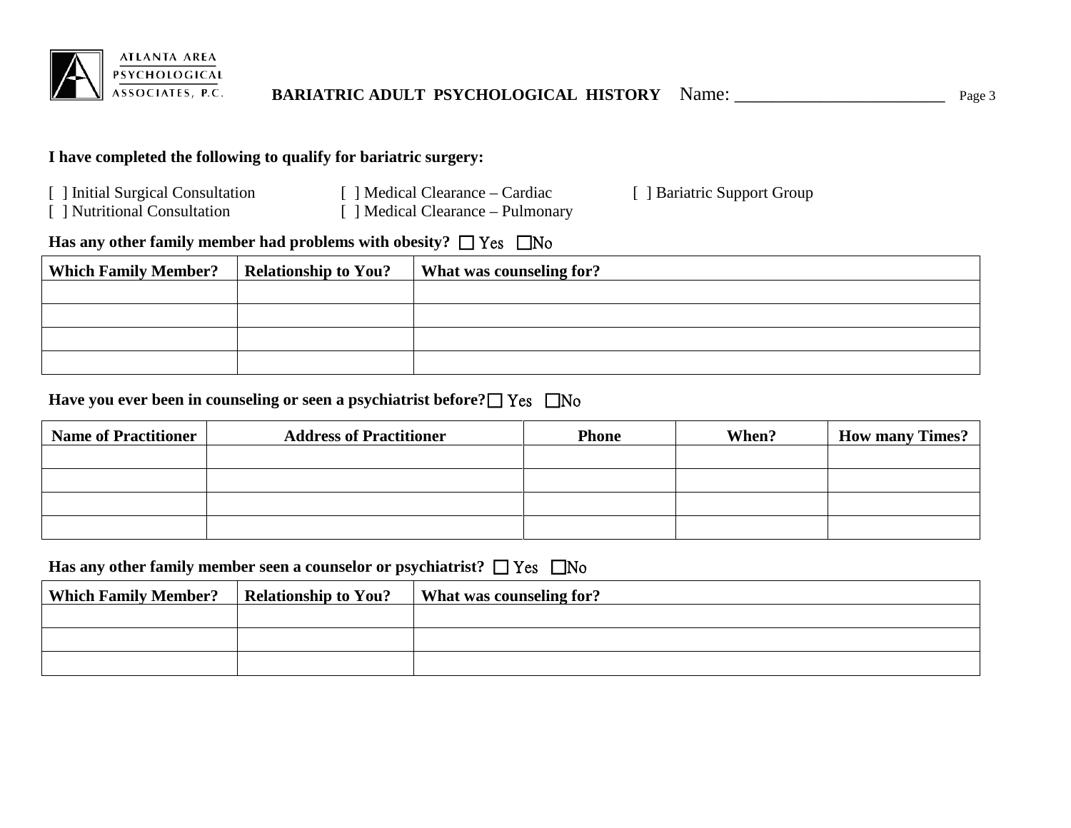ATLANTA AREA PSYCHOLOGICAL ASSOCIATES, P.C.

**BARIATRIC ADULT PSYCHOLOGICAL HISTORY** Name: ________________________

**I have completed the following to qualify for bariatric surgery:**

[ ] Initial Surgical Consultation
[ ] Nutritional Consultation
[ ] Medical Clearance – Cardiac
[ ] Medical Clearance – Pulmonary
[ ] Bariatric Support Group

**Has any other family member had problems with obesity?** ☐ Yes ☐No

| Which Family Member? | Relationship to You? | What was counseling for? |
|---|---|---|
| | | |
| | | |
| | | |
| | | |

**Have you ever been in counseling or seen a psychiatrist before?** ☐ Yes ☐No

| Name of Practitioner | Address of Practitioner | Phone | When? | How many Times? |
|---|---|---|---|---|
| | | | | |
| | | | | |
| | | | | |
| | | | | |

**Has any other family member seen a counselor or psychiatrist?** ☐ Yes ☐No

| Which Family Member? | Relationship to You? | What was counseling for? |
|---|---|---|
| | | |
| | | |
| | | |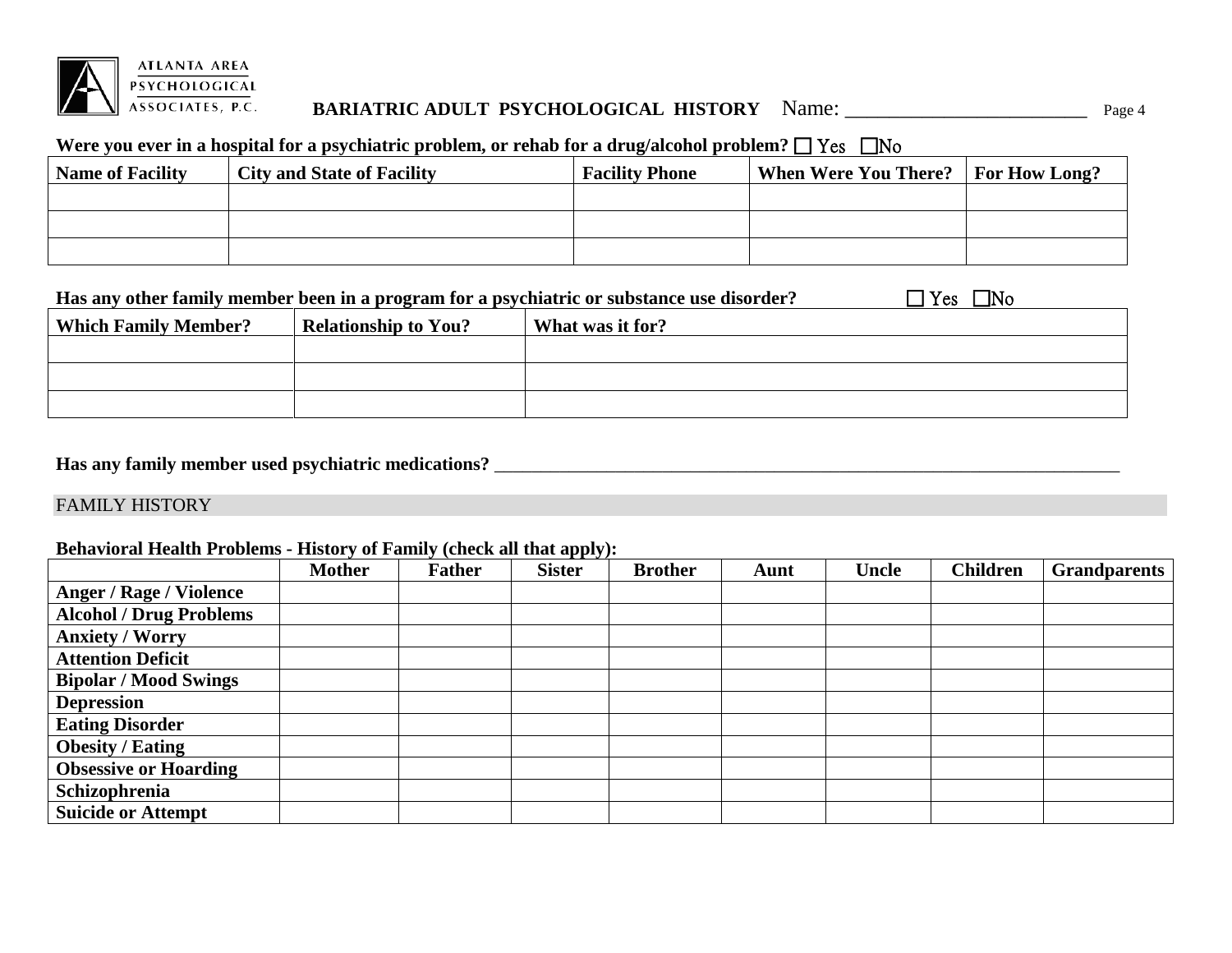**BARIATRIC ADULT PSYCHOLOGICAL HISTORY** Name: ________________________

**Were you ever in a hospital for a psychiatric problem, or rehab for a drug/alcohol problem?** ☐ Yes ☐No

| Name of Facility | City and State of Facility | Facility Phone | When Were You There? | For How Long? |
|---|---|---|---|---|
| | | | | |
| | | | | |
| | | | | |

**Has any other family member been in a program for a psychiatric or substance use disorder?** ☐ Yes ☐No

| Which Family Member? | Relationship to You? | What was it for? |
|---|---|---|
| | | |
| | | |
| | | |

**Has any family member used psychiatric medications?** ______________________________________________________________________

## FAMILY HISTORY

**Behavioral Health Problems - History of Family (check all that apply):**

| | Mother | Father | Sister | Brother | Aunt | Uncle | Children | Grandparents |
|---|---|---|---|---|---|---|---|---|
| **Anger / Rage / Violence** | | | | | | | | |
| **Alcohol / Drug Problems** | | | | | | | | |
| **Anxiety / Worry** | | | | | | | | |
| **Attention Deficit** | | | | | | | | |
| **Bipolar / Mood Swings** | | | | | | | | |
| **Depression** | | | | | | | | |
| **Eating Disorder** | | | | | | | | |
| **Obesity / Eating** | | | | | | | | |
| **Obsessive or Hoarding** | | | | | | | | |
| **Schizophrenia** | | | | | | | | |
| **Suicide or Attempt** | | | | | | | | |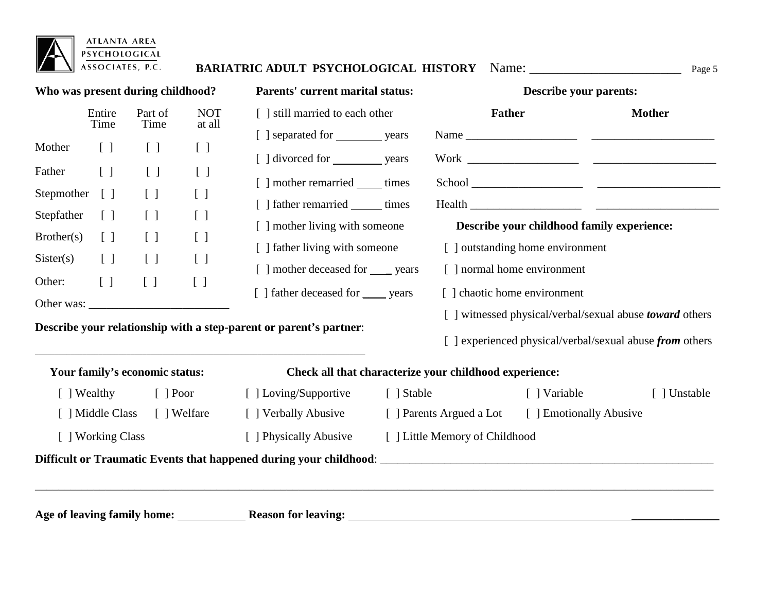ATLANTA AREA PSYCHOLOGICAL ASSOCIATES, P.C.

## BARIATRIC ADULT PSYCHOLOGICAL HISTORY

Name: ________________________

**Who was present during childhood?**

| | Entire Time | Part of Time | NOT at all |
|---|---|---|---|
| Mother | [ ] | [ ] | [ ] |
| Father | [ ] | [ ] | [ ] |
| Stepmother | [ ] | [ ] | [ ] |
| Stepfather | [ ] | [ ] | [ ] |
| Brother(s) | [ ] | [ ] | [ ] |
| Sister(s) | [ ] | [ ] | [ ] |
| Other: | [ ] | [ ] | [ ] |

Other was: ________________________

**Parents' current marital status:**

[ ] still married to each other
[ ] separated for ________ years
[ ] divorced for ________ years
[ ] mother remarried ____ times
[ ] father remarried _____ times
[ ] mother living with someone
[ ] father living with someone
[ ] mother deceased for ___ years
[ ] father deceased for ____ years

**Describe your parents:**

| | **Father** | **Mother** |
|---|---|---|
| Name | ___________________ | _____________________ |
| Work | ___________________ | _____________________ |
| School | ___________________ | _____________________ |
| Health | ___________________ | _____________________ |

**Describe your childhood family experience:**

[ ] outstanding home environment
[ ] normal home environment
[ ] chaotic home environment
[ ] witnessed physical/verbal/sexual abuse ***toward*** others
[ ] experienced physical/verbal/sexual abuse ***from*** others

**Describe your relationship with a step-parent or parent's partner**:

_________________________________________________________

**Your family's economic status:**

[ ] Wealthy [ ] Poor
[ ] Middle Class [ ] Welfare
[ ] Working Class

**Check all that characterize your childhood experience:**

[ ] Loving/Supportive [ ] Stable [ ] Variable [ ] Unstable
[ ] Verbally Abusive [ ] Parents Argued a Lot [ ] Emotionally Abusive
[ ] Physically Abusive [ ] Little Memory of Childhood

**Difficult or Traumatic Events that happened during your childhood**: ____________________________________________________________

______________________________________________________________________________________________________________________

**Age of leaving family home:** ___________ **Reason for leaving:** ___________________________________________________________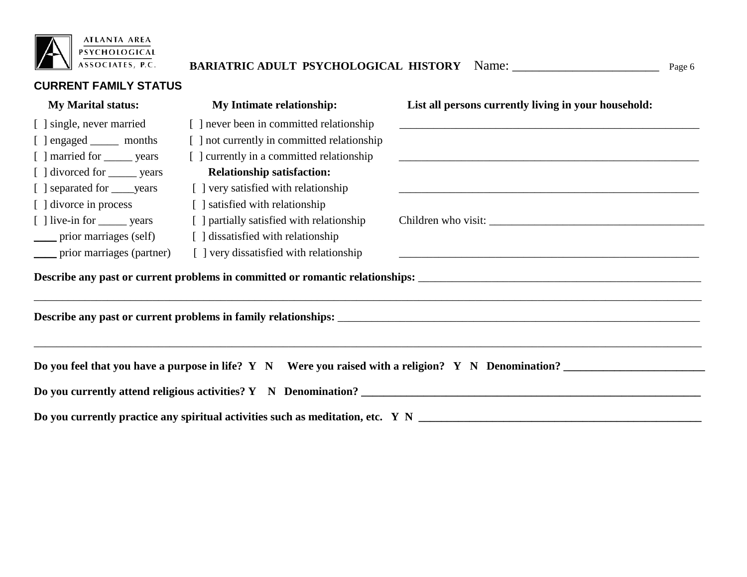ATLANTA AREA PSYCHOLOGICAL ASSOCIATES, P.C.

**BARIATRIC ADULT PSYCHOLOGICAL HISTORY** Name: ________________________

## CURRENT FAMILY STATUS

| **My Marital status:** | **My Intimate relationship:** | **List all persons currently living in your household:** |
|---|---|---|
| [ ] single, never married | [ ] never been in committed relationship | _______________________________________________ |
| [ ] engaged _____ months | [ ] not currently in committed relationship | |
| [ ] married for _____ years | [ ] currently in a committed relationship | _______________________________________________ |
| [ ] divorced for _____ years | **Relationship satisfaction:** | |
| [ ] separated for ____years | [ ] very satisfied with relationship | _______________________________________________ |
| [ ] divorce in process | [ ] satisfied with relationship | |
| [ ] live-in for _____ years | [ ] partially satisfied with relationship | Children who visit: ______________________________ |
| ____ prior marriages (self) | [ ] dissatisfied with relationship | |
| ____ prior marriages (partner) | [ ] very dissatisfied with relationship | _______________________________________________ |

**Describe any past or current problems in committed or romantic relationships:** ____________________________________________

_____________________________________________________________________________________________

**Describe any past or current problems in family relationships:** ____________________________________________________

_____________________________________________________________________________________________

**Do you feel that you have a purpose in life? Y N Were you raised with a religion? Y N Denomination?** ________________________

**Do you currently attend religious activities? Y N Denomination?** ____________________________________________________

**Do you currently practice any spiritual activities such as meditation, etc. Y N** ________________________________________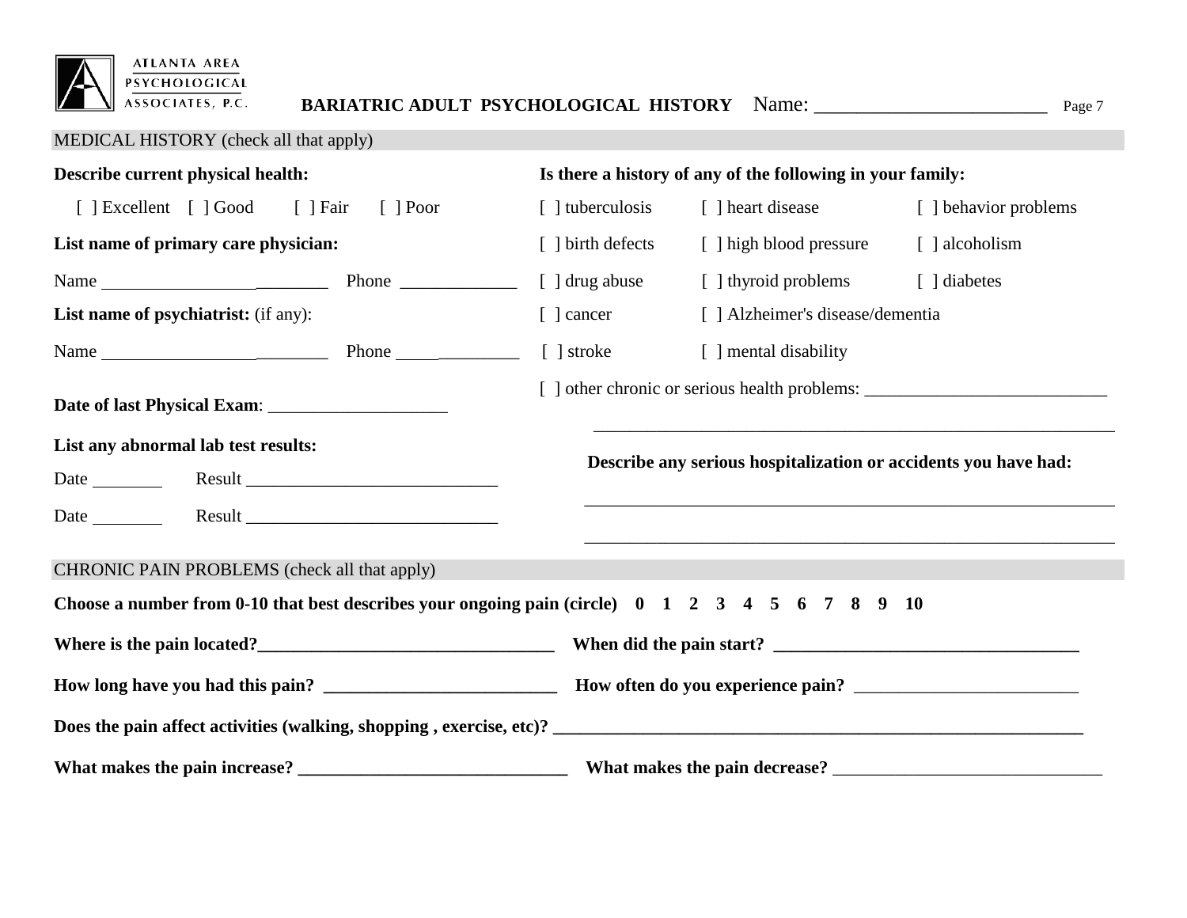**ATLANTA AREA PSYCHOLOGICAL ASSOCIATES, P.C.**

**BARIATRIC ADULT PSYCHOLOGICAL HISTORY** Name: ________________________

## MEDICAL HISTORY (check all that apply)

**Describe current physical health:**

[ ] Excellent [ ] Good [ ] Fair [ ] Poor

**List name of primary care physician:**

Name _________________________ Phone _____________

**List name of psychiatrist:** (if any):

Name _________________________ Phone ______________

**Date of last Physical Exam**: ____________________

**List any abnormal lab test results:**

Date ________ Result ____________________________

Date ________ Result ____________________________

**Is there a history of any of the following in your family:**

| | | |
|---|---|---|
| [ ] tuberculosis | [ ] heart disease | [ ] behavior problems |
| [ ] birth defects | [ ] high blood pressure | [ ] alcoholism |
| [ ] drug abuse | [ ] thyroid problems | [ ] diabetes |
| [ ] cancer | [ ] Alzheimer's disease/dementia | |
| [ ] stroke | [ ] mental disability | |

[ ] other chronic or serious health problems: ___________________________

_____________________________________________________________

**Describe any serious hospitalization or accidents you have had:**

_____________________________________________________________

_____________________________________________________________

## CHRONIC PAIN PROBLEMS (check all that apply)

**Choose a number from 0-10 that best describes your ongoing pain (circle) 0 1 2 3 4 5 6 7 8 9 10**

**Where is the pain located?**_________________________________ **When did the pain start?** __________________________________

**How long have you had this pain?** __________________________ **How often do you experience pain?** ________________________

**Does the pain affect activities (walking, shopping , exercise, etc)?** ______________________________________________________________

**What makes the pain increase?** ______________________________ **What makes the pain decrease?** ______________________________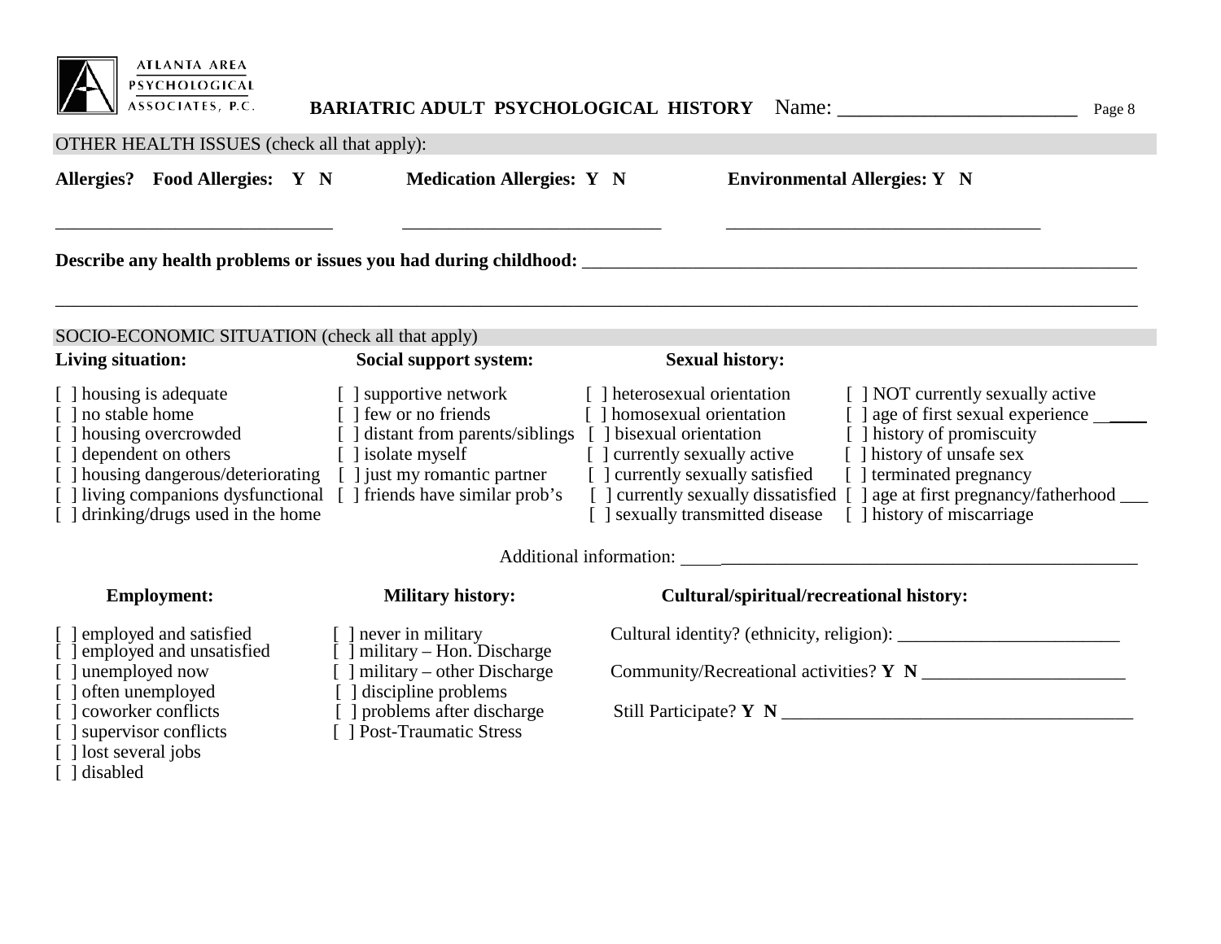ATLANTA AREA PSYCHOLOGICAL ASSOCIATES, P.C.

**BARIATRIC ADULT PSYCHOLOGICAL HISTORY** Name: ________________________

## OTHER HEALTH ISSUES (check all that apply):

**Allergies? Food Allergies: Y N** **Medication Allergies: Y N** **Environmental Allergies: Y N**

______________________________ ____________________________ __________________________________

**Describe any health problems or issues you had during childhood:** _______________________________________________________________

_____________________________________________________________________________________________________________________

## SOCIO-ECONOMIC SITUATION (check all that apply)

**Living situation:**

[ ] housing is adequate
[ ] no stable home
[ ] housing overcrowded
[ ] dependent on others
[ ] housing dangerous/deteriorating
[ ] living companions dysfunctional
[ ] drinking/drugs used in the home

**Social support system:**

[ ] supportive network
[ ] few or no friends
[ ] distant from parents/siblings
[ ] isolate myself
[ ] just my romantic partner
[ ] friends have similar prob's

**Sexual history:**

[ ] heterosexual orientation
[ ] homosexual orientation
[ ] bisexual orientation
[ ] currently sexually active
[ ] currently sexually satisfied
[ ] currently sexually dissatisfied
[ ] sexually transmitted disease
[ ] NOT currently sexually active
[ ] age of first sexual experience ______
[ ] history of promiscuity
[ ] history of unsafe sex
[ ] terminated pregnancy
[ ] age at first pregnancy/fatherhood ___
[ ] history of miscarriage

Additional information: ____________________________________________________

**Employment:**

[ ] employed and satisfied
[ ] employed and unsatisfied
[ ] unemployed now
[ ] often unemployed
[ ] coworker conflicts
[ ] supervisor conflicts
[ ] lost several jobs
[ ] disabled

**Military history:**

[ ] never in military
[ ] military – Hon. Discharge
[ ] military – other Discharge
[ ] discipline problems
[ ] problems after discharge
[ ] Post-Traumatic Stress

**Cultural/spiritual/recreational history:**

Cultural identity? (ethnicity, religion): ________________________

Community/Recreational activities? **Y N** ______________________

Still Participate? **Y N** ______________________________________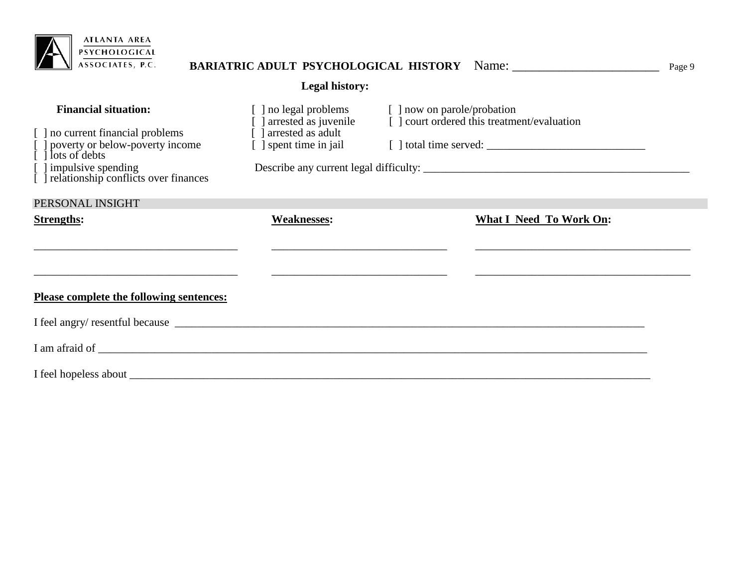ATLANTA AREA PSYCHOLOGICAL ASSOCIATES, P.C.

**BARIATRIC ADULT PSYCHOLOGICAL HISTORY** Name: ________________________

**Legal history:**

**Financial situation:**

[ ] no current financial problems
[ ] poverty or below-poverty income
[ ] lots of debts
[ ] impulsive spending
[ ] relationship conflicts over finances

[ ] no legal problems
[ ] arrested as juvenile
[ ] arrested as adult
[ ] spent time in jail
[ ] now on parole/probation
[ ] court ordered this treatment/evaluation
[ ] total time served: ____________________________

Describe any current legal difficulty: ________________________________________________

## PERSONAL INSIGHT

| **Strengths:** | **Weaknesses:** | **What I Need To Work On:** |
|---|---|---|
| ___________________________________ | _______________________________ | ______________________________________ |
| ___________________________________ | _______________________________ | ______________________________________ |

**Please complete the following sentences:**

I feel angry/ resentful because ___________________________________________________________________________________

I am afraid of _________________________________________________________________________________________________

I feel hopeless about ___________________________________________________________________________________________